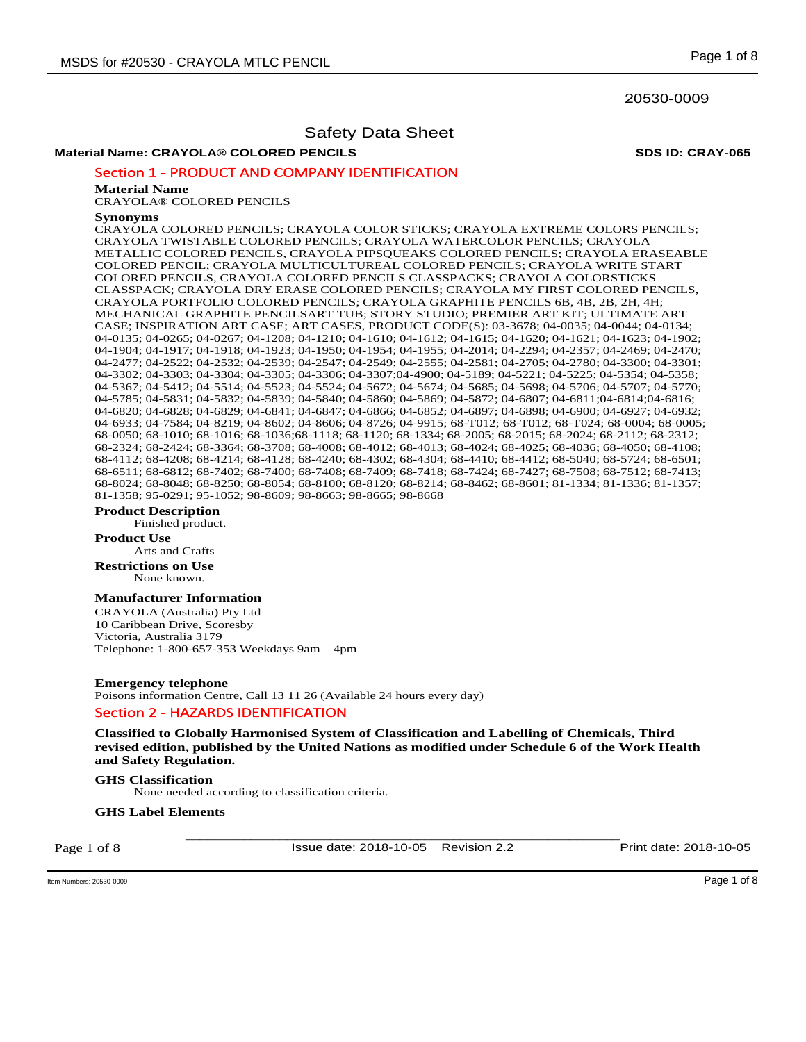20530-0009

# Safety Data Sheet

**Material Name: CRAYOLA® COLORED PENCILS** **SDS ID: CRAY-065**

## Section 1 - PRODUCT AND COMPANY IDENTIFICATION

**Material Name**

CRAYOLA® COLORED PENCILS

**Synonyms**

CRAYOLA COLORED PENCILS; CRAYOLA COLOR STICKS; CRAYOLA EXTREME COLORS PENCILS; CRAYOLA TWISTABLE COLORED PENCILS; CRAYOLA WATERCOLOR PENCILS; CRAYOLA METALLIC COLORED PENCILS, CRAYOLA PIPSQUEAKS COLORED PENCILS; CRAYOLA ERASEABLE COLORED PENCIL; CRAYOLA MULTICULTUREAL COLORED PENCILS; CRAYOLA WRITE START COLORED PENCILS, CRAYOLA COLORED PENCILS CLASSPACKS; CRAYOLA COLORSTICKS CLASSPACK; CRAYOLA DRY ERASE COLORED PENCILS; CRAYOLA MY FIRST COLORED PENCILS, CRAYOLA PORTFOLIO COLORED PENCILS; CRAYOLA GRAPHITE PENCILS 6B, 4B, 2B, 2H, 4H; MECHANICAL GRAPHITE PENCILSART TUB; STORY STUDIO; PREMIER ART KIT; ULTIMATE ART CASE; INSPIRATION ART CASE; ART CASES, PRODUCT CODE(S): 03-3678; 04-0035; 04-0044; 04-0134; 04-0135; 04-0265; 04-0267; 04-1208; 04-1210; 04-1610; 04-1612; 04-1615; 04-1620; 04-1621; 04-1623; 04-1902; 04-1904; 04-1917; 04-1918; 04-1923; 04-1950; 04-1954; 04-1955; 04-2014; 04-2294; 04-2357; 04-2469; 04-2470; 04-2477; 04-2522; 04-2532; 04-2539; 04-2547; 04-2549; 04-2555; 04-2581; 04-2705; 04-2780; 04-3300; 04-3301; 04-3302; 04-3303; 04-3304; 04-3305; 04-3306; 04-3307;04-4900; 04-5189; 04-5221; 04-5225; 04-5354; 04-5358; 04-5367; 04-5412; 04-5514; 04-5523; 04-5524; 04-5672; 04-5674; 04-5685; 04-5698; 04-5706; 04-5707; 04-5770; 04-5785; 04-5831; 04-5832; 04-5839; 04-5840; 04-5860; 04-5869; 04-5872; 04-6807; 04-6811;04-6814;04-6816; 04-6820; 04-6828; 04-6829; 04-6841; 04-6847; 04-6866; 04-6852; 04-6897; 04-6898; 04-6900; 04-6927; 04-6932; 04-6933; 04-7584; 04-8219; 04-8602; 04-8606; 04-8726; 04-9915; 68-T012; 68-T012; 68-T024; 68-0004; 68-0005; 68-0050; 68-1010; 68-1016; 68-1036;68-1118; 68-1120; 68-1334; 68-2005; 68-2015; 68-2024; 68-2112; 68-2312; 68-2324; 68-2424; 68-3364; 68-3708; 68-4008; 68-4012; 68-4013; 68-4024; 68-4025; 68-4036; 68-4050; 68-4108; 68-4112; 68-4208; 68-4214; 68-4128; 68-4240; 68-4302; 68-4304; 68-4410; 68-4412; 68-5040; 68-5724; 68-6501; 68-6511; 68-6812; 68-7402; 68-7400; 68-7408; 68-7409; 68-7418; 68-7424; 68-7427; 68-7508; 68-7512; 68-7413; 68-8024; 68-8048; 68-8250; 68-8054; 68-8100; 68-8120; 68-8214; 68-8462; 68-8601; 81-1334; 81-1336; 81-1357; 81-1358; 95-0291; 95-1052; 98-8609; 98-8663; 98-8665; 98-8668

**Product Description**

Finished product.

**Product Use**

Arts and Crafts

**Restrictions on Use**

None known.

**Manufacturer Information**

CRAYOLA (Australia) Pty Ltd
10 Caribbean Drive, Scoresby
Victoria, Australia 3179
Telephone: 1-800-657-353 Weekdays 9am – 4pm

**Emergency telephone**

Poisons information Centre, Call 13 11 26 (Available 24 hours every day)

## Section 2 - HAZARDS IDENTIFICATION

**Classified to Globally Harmonised System of Classification and Labelling of Chemicals, Third revised edition, published by the United Nations as modified under Schedule 6 of the Work Health and Safety Regulation.**

**GHS Classification**

None needed according to classification criteria.

**GHS Label Elements**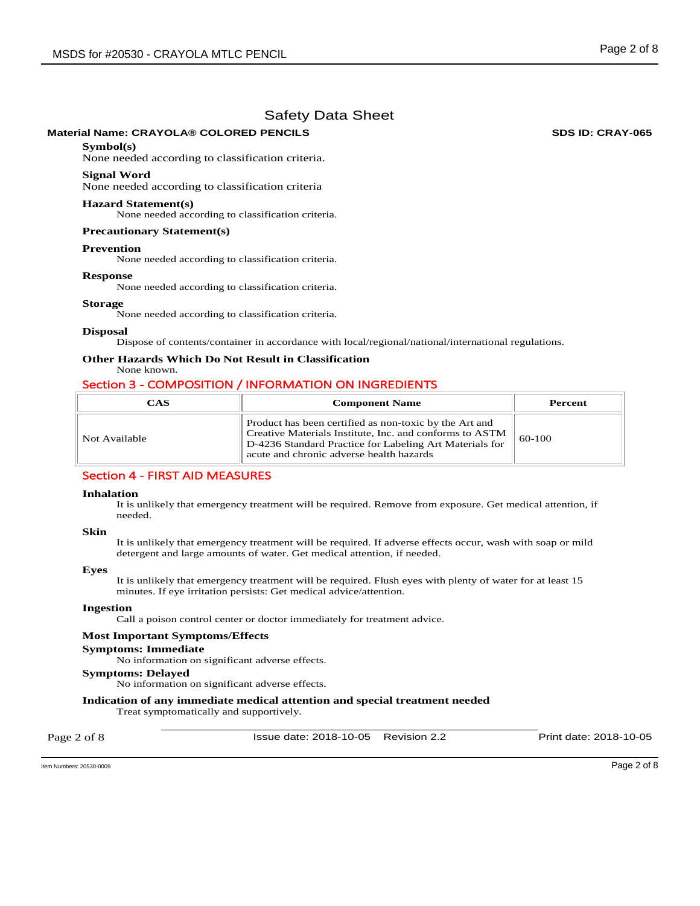# Safety Data Sheet

**Material Name: CRAYOLA® COLORED PENCILS** **SDS ID: CRAY-065**

**Symbol(s)**

None needed according to classification criteria.

**Signal Word**

None needed according to classification criteria

**Hazard Statement(s)**

None needed according to classification criteria.

**Precautionary Statement(s)**

**Prevention**

None needed according to classification criteria.

**Response**

None needed according to classification criteria.

**Storage**

None needed according to classification criteria.

**Disposal**

Dispose of contents/container in accordance with local/regional/national/international regulations.

**Other Hazards Which Do Not Result in Classification**

None known.

## Section 3 - COMPOSITION / INFORMATION ON INGREDIENTS

| CAS | Component Name | Percent |
| --- | --- | --- |
| Not Available | Product has been certified as non-toxic by the Art and Creative Materials Institute, Inc. and conforms to ASTM D-4236 Standard Practice for Labeling Art Materials for acute and chronic adverse health hazards | 60-100 |

## Section 4 - FIRST AID MEASURES

**Inhalation**

It is unlikely that emergency treatment will be required. Remove from exposure. Get medical attention, if needed.

**Skin**

It is unlikely that emergency treatment will be required. If adverse effects occur, wash with soap or mild detergent and large amounts of water. Get medical attention, if needed.

**Eyes**

It is unlikely that emergency treatment will be required. Flush eyes with plenty of water for at least 15 minutes. If eye irritation persists: Get medical advice/attention.

**Ingestion**

Call a poison control center or doctor immediately for treatment advice.

**Most Important Symptoms/Effects**

**Symptoms: Immediate**

No information on significant adverse effects.

**Symptoms: Delayed**

No information on significant adverse effects.

**Indication of any immediate medical attention and special treatment needed**

Treat symptomatically and supportively.

Issue date: 2018-10-05 Revision 2.2 Print date: 2018-10-05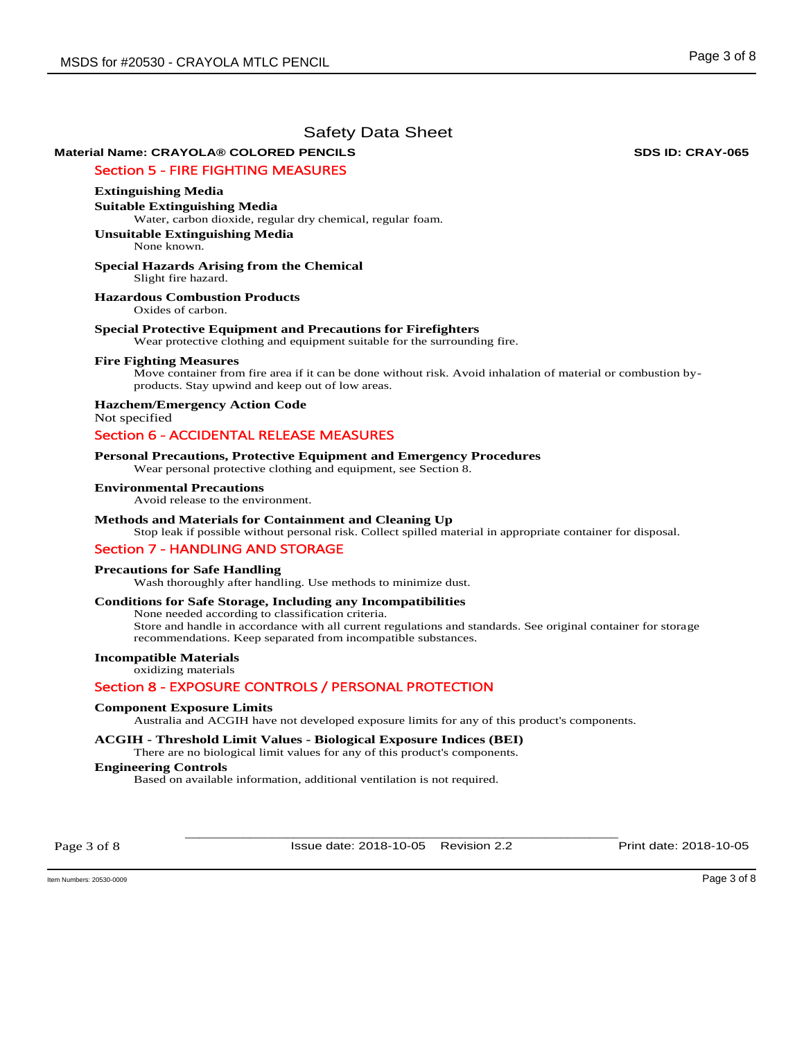# Safety Data Sheet

**Material Name: CRAYOLA® COLORED PENCILS** **SDS ID: CRAY-065**

## Section 5 - FIRE FIGHTING MEASURES

### Extinguishing Media

**Suitable Extinguishing Media**

Water, carbon dioxide, regular dry chemical, regular foam.

**Unsuitable Extinguishing Media**

None known.

### Special Hazards Arising from the Chemical

Slight fire hazard.

### Hazardous Combustion Products

Oxides of carbon.

### Special Protective Equipment and Precautions for Firefighters

Wear protective clothing and equipment suitable for the surrounding fire.

### Fire Fighting Measures

Move container from fire area if it can be done without risk. Avoid inhalation of material or combustion by-products. Stay upwind and keep out of low areas.

### Hazchem/Emergency Action Code

Not specified

## Section 6 - ACCIDENTAL RELEASE MEASURES

### Personal Precautions, Protective Equipment and Emergency Procedures

Wear personal protective clothing and equipment, see Section 8.

### Environmental Precautions

Avoid release to the environment.

### Methods and Materials for Containment and Cleaning Up

Stop leak if possible without personal risk. Collect spilled material in appropriate container for disposal.

## Section 7 - HANDLING AND STORAGE

### Precautions for Safe Handling

Wash thoroughly after handling. Use methods to minimize dust.

### Conditions for Safe Storage, Including any Incompatibilities

None needed according to classification criteria.
Store and handle in accordance with all current regulations and standards. See original container for storage recommendations. Keep separated from incompatible substances.

### Incompatible Materials

oxidizing materials

## Section 8 - EXPOSURE CONTROLS / PERSONAL PROTECTION

### Component Exposure Limits

Australia and ACGIH have not developed exposure limits for any of this product's components.

### ACGIH - Threshold Limit Values - Biological Exposure Indices (BEI)

There are no biological limit values for any of this product's components.

### Engineering Controls

Based on available information, additional ventilation is not required.

Issue date: 2018-10-05 Revision 2.2 Print date: 2018-10-05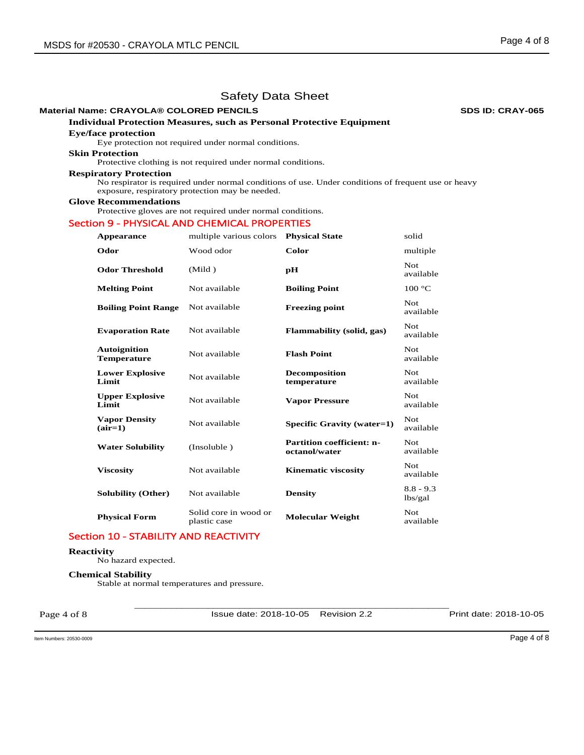# Safety Data Sheet

**Material Name: CRAYOLA® COLORED PENCILS** **SDS ID: CRAY-065**

### Individual Protection Measures, such as Personal Protective Equipment

**Eye/face protection**

Eye protection not required under normal conditions.

**Skin Protection**

Protective clothing is not required under normal conditions.

**Respiratory Protection**

No respirator is required under normal conditions of use. Under conditions of frequent use or heavy exposure, respiratory protection may be needed.

**Glove Recommendations**

Protective gloves are not required under normal conditions.

## Section 9 - PHYSICAL AND CHEMICAL PROPERTIES

| | | | |
|---|---|---|---|
| **Appearance** | multiple various colors | **Physical State** | solid |
| **Odor** | Wood odor | **Color** | multiple |
| **Odor Threshold** | (Mild ) | **pH** | Not available |
| **Melting Point** | Not available | **Boiling Point** | 100 °C |
| **Boiling Point Range** | Not available | **Freezing point** | Not available |
| **Evaporation Rate** | Not available | **Flammability (solid, gas)** | Not available |
| **Autoignition Temperature** | Not available | **Flash Point** | Not available |
| **Lower Explosive Limit** | Not available | **Decomposition temperature** | Not available |
| **Upper Explosive Limit** | Not available | **Vapor Pressure** | Not available |
| **Vapor Density (air=1)** | Not available | **Specific Gravity (water=1)** | Not available |
| **Water Solubility** | (Insoluble ) | **Partition coefficient: n-octanol/water** | Not available |
| **Viscosity** | Not available | **Kinematic viscosity** | Not available |
| **Solubility (Other)** | Not available | **Density** | 8.8 - 9.3 lbs/gal |
| **Physical Form** | Solid core in wood or plastic case | **Molecular Weight** | Not available |

## Section 10 - STABILITY AND REACTIVITY

**Reactivity**

No hazard expected.

**Chemical Stability**

Stable at normal temperatures and pressure.

Issue date: 2018-10-05 Revision 2.2 Print date: 2018-10-05

Item Numbers: 20530-0009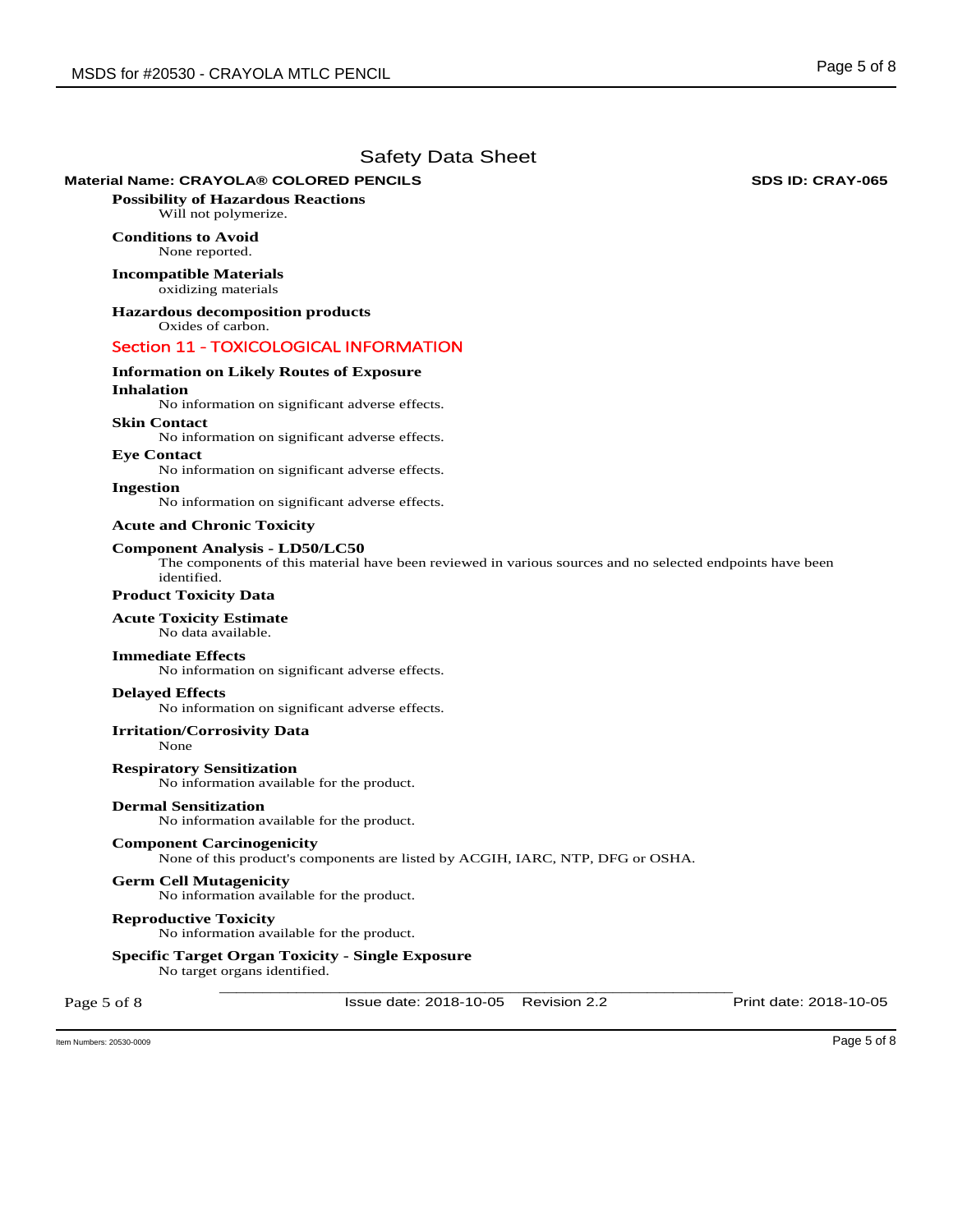Safety Data Sheet

**Material Name: CRAYOLA® COLORED PENCILS** **SDS ID: CRAY-065**

**Possibility of Hazardous Reactions**
Will not polymerize.

**Conditions to Avoid**
None reported.

**Incompatible Materials**
oxidizing materials

**Hazardous decomposition products**
Oxides of carbon.

## Section 11 - TOXICOLOGICAL INFORMATION

**Information on Likely Routes of Exposure**

**Inhalation**
No information on significant adverse effects.

**Skin Contact**
No information on significant adverse effects.

**Eye Contact**
No information on significant adverse effects.

**Ingestion**
No information on significant adverse effects.

**Acute and Chronic Toxicity**

**Component Analysis - LD50/LC50**
The components of this material have been reviewed in various sources and no selected endpoints have been identified.

**Product Toxicity Data**

**Acute Toxicity Estimate**
No data available.

**Immediate Effects**
No information on significant adverse effects.

**Delayed Effects**
No information on significant adverse effects.

**Irritation/Corrosivity Data**
None

**Respiratory Sensitization**
No information available for the product.

**Dermal Sensitization**
No information available for the product.

**Component Carcinogenicity**
None of this product's components are listed by ACGIH, IARC, NTP, DFG or OSHA.

**Germ Cell Mutagenicity**
No information available for the product.

**Reproductive Toxicity**
No information available for the product.

**Specific Target Organ Toxicity - Single Exposure**
No target organs identified.

Issue date: 2018-10-05 Revision 2.2 Print date: 2018-10-05

Item Numbers: 20530-0009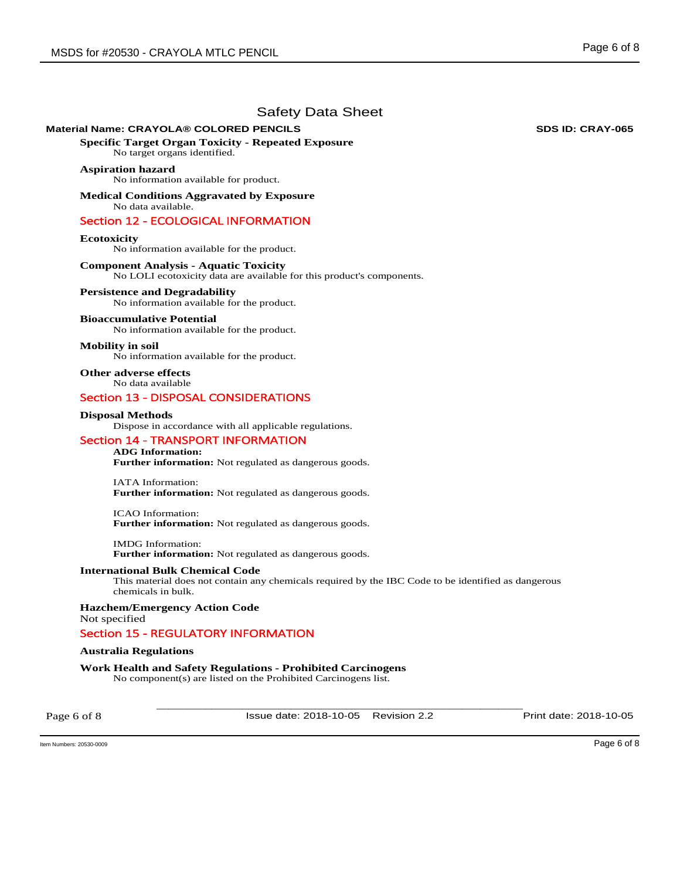Safety Data Sheet

**Material Name: CRAYOLA® COLORED PENCILS** **SDS ID: CRAY-065**

**Specific Target Organ Toxicity - Repeated Exposure**

No target organs identified.

**Aspiration hazard**

No information available for product.

**Medical Conditions Aggravated by Exposure**

No data available.

## Section 12 - ECOLOGICAL INFORMATION

**Ecotoxicity**

No information available for the product.

**Component Analysis - Aquatic Toxicity**

No LOLI ecotoxicity data are available for this product's components.

**Persistence and Degradability**

No information available for the product.

**Bioaccumulative Potential**

No information available for the product.

**Mobility in soil**

No information available for the product.

**Other adverse effects**

No data available

## Section 13 - DISPOSAL CONSIDERATIONS

**Disposal Methods**

Dispose in accordance with all applicable regulations.

## Section 14 - TRANSPORT INFORMATION

**ADG Information:**
**Further information:** Not regulated as dangerous goods.

IATA Information:
**Further information:** Not regulated as dangerous goods.

ICAO Information:
**Further information:** Not regulated as dangerous goods.

IMDG Information:
**Further information:** Not regulated as dangerous goods.

**International Bulk Chemical Code**

This material does not contain any chemicals required by the IBC Code to be identified as dangerous chemicals in bulk.

**Hazchem/Emergency Action Code**

Not specified

## Section 15 - REGULATORY INFORMATION

**Australia Regulations**

**Work Health and Safety Regulations - Prohibited Carcinogens**

No component(s) are listed on the Prohibited Carcinogens list.

Issue date: 2018-10-05 Revision 2.2 Print date: 2018-10-05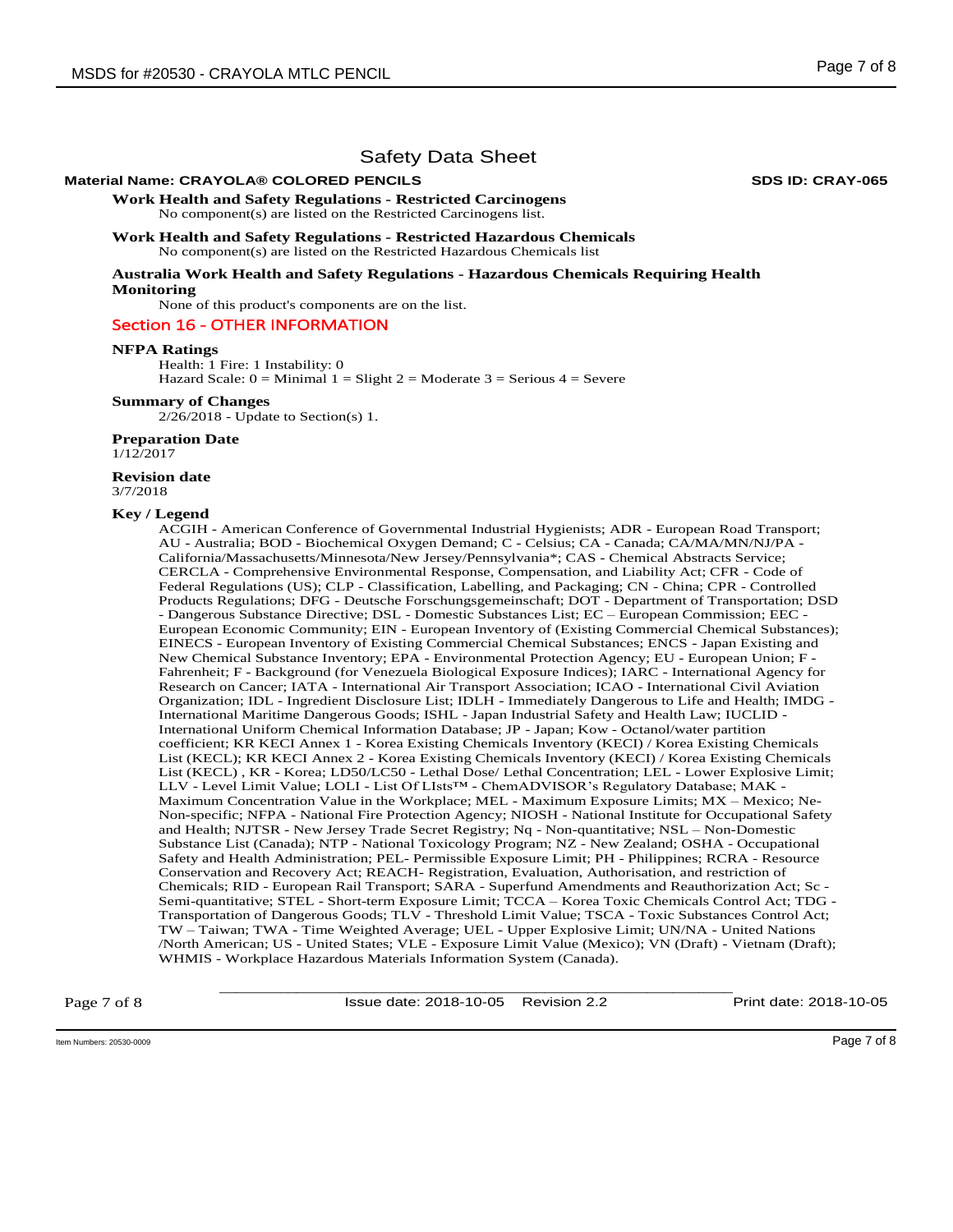# Safety Data Sheet

**Material Name: CRAYOLA® COLORED PENCILS** **SDS ID: CRAY-065**

**Work Health and Safety Regulations - Restricted Carcinogens**

No component(s) are listed on the Restricted Carcinogens list.

**Work Health and Safety Regulations - Restricted Hazardous Chemicals**

No component(s) are listed on the Restricted Hazardous Chemicals list

**Australia Work Health and Safety Regulations - Hazardous Chemicals Requiring Health Monitoring**

None of this product's components are on the list.

## Section 16 - OTHER INFORMATION

**NFPA Ratings**

Health: 1 Fire: 1 Instability: 0
Hazard Scale: 0 = Minimal 1 = Slight 2 = Moderate 3 = Serious 4 = Severe

**Summary of Changes**

2/26/2018 - Update to Section(s) 1.

**Preparation Date**

1/12/2017

**Revision date**

3/7/2018

**Key / Legend**

ACGIH - American Conference of Governmental Industrial Hygienists; ADR - European Road Transport; AU - Australia; BOD - Biochemical Oxygen Demand; C - Celsius; CA - Canada; CA/MA/MN/NJ/PA - California/Massachusetts/Minnesota/New Jersey/Pennsylvania*; CAS - Chemical Abstracts Service; CERCLA - Comprehensive Environmental Response, Compensation, and Liability Act; CFR - Code of Federal Regulations (US); CLP - Classification, Labelling, and Packaging; CN - China; CPR - Controlled Products Regulations; DFG - Deutsche Forschungsgemeinschaft; DOT - Department of Transportation; DSD - Dangerous Substance Directive; DSL - Domestic Substances List; EC – European Commission; EEC - European Economic Community; EIN - European Inventory of (Existing Commercial Chemical Substances); EINECS - European Inventory of Existing Commercial Chemical Substances; ENCS - Japan Existing and New Chemical Substance Inventory; EPA - Environmental Protection Agency; EU - European Union; F - Fahrenheit; F - Background (for Venezuela Biological Exposure Indices); IARC - International Agency for Research on Cancer; IATA - International Air Transport Association; ICAO - International Civil Aviation Organization; IDL - Ingredient Disclosure List; IDLH - Immediately Dangerous to Life and Health; IMDG - International Maritime Dangerous Goods; ISHL - Japan Industrial Safety and Health Law; IUCLID - International Uniform Chemical Information Database; JP - Japan; Kow - Octanol/water partition coefficient; KR KECI Annex 1 - Korea Existing Chemicals Inventory (KECI) / Korea Existing Chemicals List (KECL); KR KECI Annex 2 - Korea Existing Chemicals Inventory (KECI) / Korea Existing Chemicals List (KECL) , KR - Korea; LD50/LC50 - Lethal Dose/ Lethal Concentration; LEL - Lower Explosive Limit; LLV - Level Limit Value; LOLI - List Of LIsts™ - ChemADVISOR's Regulatory Database; MAK - Maximum Concentration Value in the Workplace; MEL - Maximum Exposure Limits; MX – Mexico; Ne- Non-specific; NFPA - National Fire Protection Agency; NIOSH - National Institute for Occupational Safety and Health; NJTSR - New Jersey Trade Secret Registry; Nq - Non-quantitative; NSL – Non-Domestic Substance List (Canada); NTP - National Toxicology Program; NZ - New Zealand; OSHA - Occupational Safety and Health Administration; PEL- Permissible Exposure Limit; PH - Philippines; RCRA - Resource Conservation and Recovery Act; REACH- Registration, Evaluation, Authorisation, and restriction of Chemicals; RID - European Rail Transport; SARA - Superfund Amendments and Reauthorization Act; Sc - Semi-quantitative; STEL - Short-term Exposure Limit; TCCA – Korea Toxic Chemicals Control Act; TDG - Transportation of Dangerous Goods; TLV - Threshold Limit Value; TSCA - Toxic Substances Control Act; TW – Taiwan; TWA - Time Weighted Average; UEL - Upper Explosive Limit; UN/NA - United Nations /North American; US - United States; VLE - Exposure Limit Value (Mexico); VN (Draft) - Vietnam (Draft); WHMIS - Workplace Hazardous Materials Information System (Canada).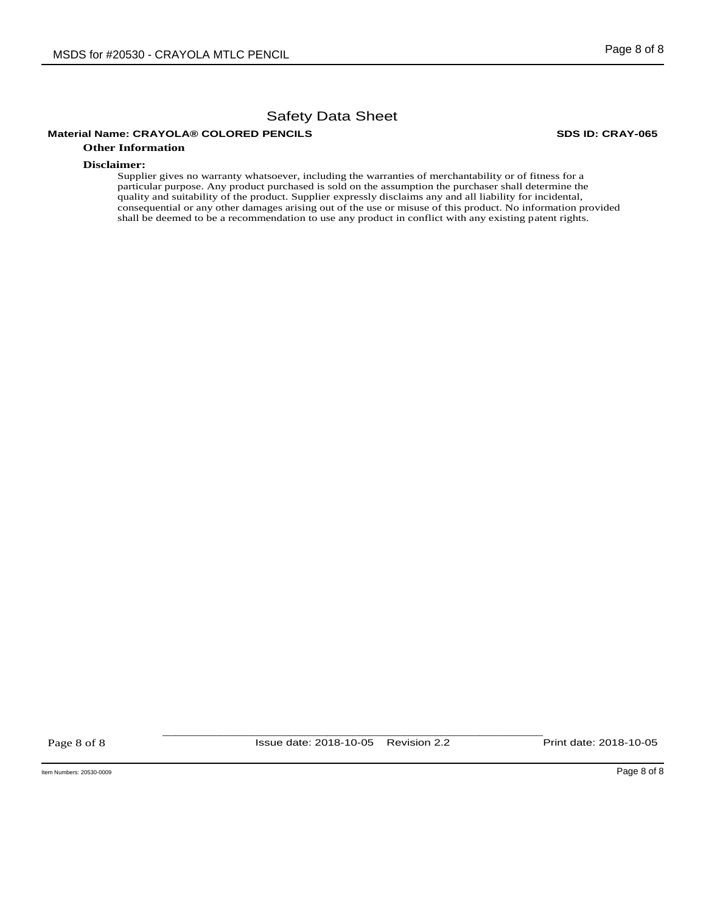# Safety Data Sheet

**Material Name: CRAYOLA® COLORED PENCILS** **SDS ID: CRAY-065**

## Other Information

### Disclaimer:

Supplier gives no warranty whatsoever, including the warranties of merchantability or of fitness for a particular purpose. Any product purchased is sold on the assumption the purchaser shall determine the quality and suitability of the product. Supplier expressly disclaims any and all liability for incidental, consequential or any other damages arising out of the use or misuse of this product. No information provided shall be deemed to be a recommendation to use any product in conflict with any existing patent rights.